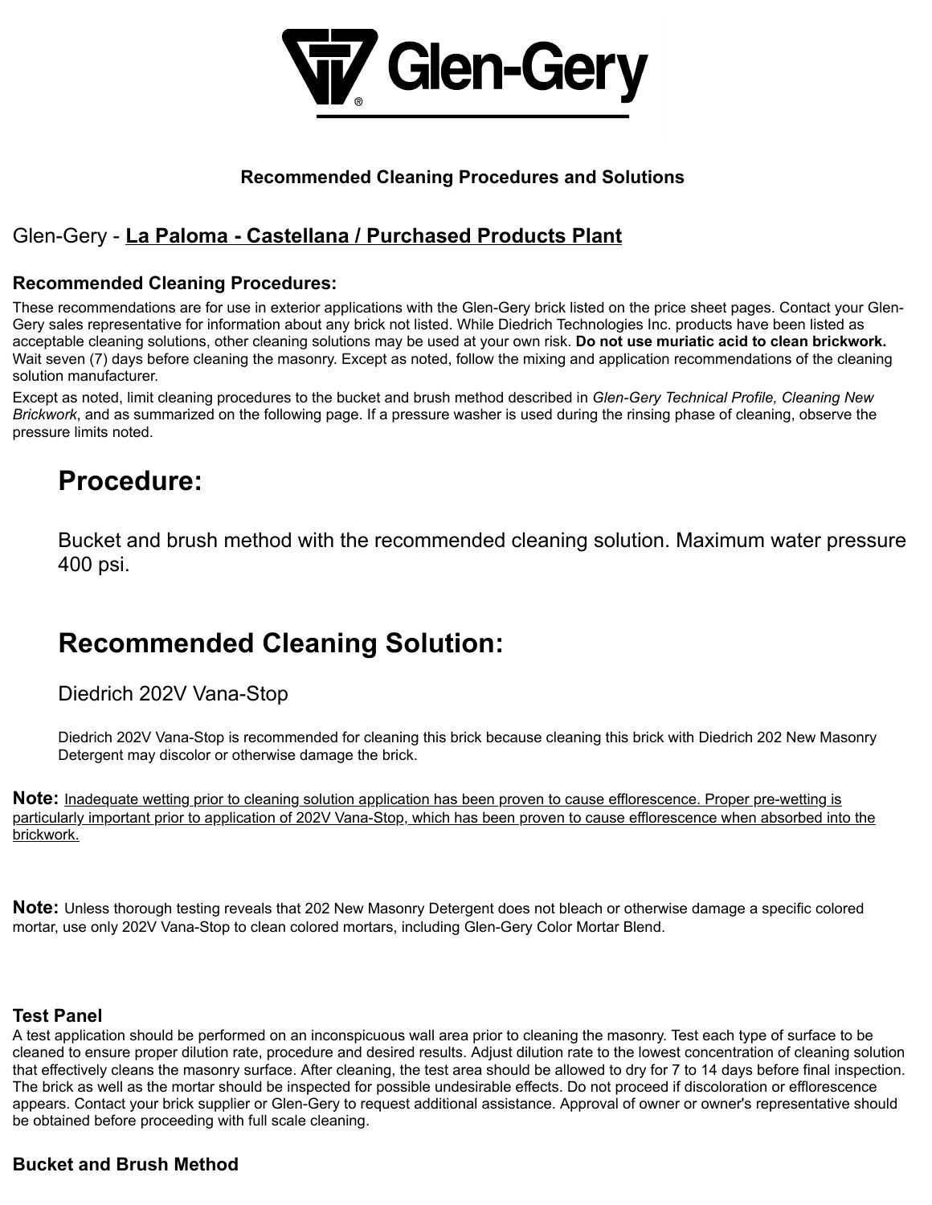**Glen-Gery**

### Recommended Cleaning Procedures and Solutions

## Glen-Gery - **La Paloma - Castellana / Purchased Products Plant**

### Recommended Cleaning Procedures:

These recommendations are for use in exterior applications with the Glen-Gery brick listed on the price sheet pages. Contact your Glen-Gery sales representative for information about any brick not listed. While Diedrich Technologies Inc. products have been listed as acceptable cleaning solutions, other cleaning solutions may be used at your own risk. **Do not use muriatic acid to clean brickwork.** Wait seven (7) days before cleaning the masonry. Except as noted, follow the mixing and application recommendations of the cleaning solution manufacturer.

Except as noted, limit cleaning procedures to the bucket and brush method described in *Glen-Gery Technical Profile, Cleaning New Brickwork*, and as summarized on the following page. If a pressure washer is used during the rinsing phase of cleaning, observe the pressure limits noted.

# Procedure:

Bucket and brush method with the recommended cleaning solution. Maximum water pressure 400 psi.

# Recommended Cleaning Solution:

Diedrich 202V Vana-Stop

Diedrich 202V Vana-Stop is recommended for cleaning this brick because cleaning this brick with Diedrich 202 New Masonry Detergent may discolor or otherwise damage the brick.

**Note:** Inadequate wetting prior to cleaning solution application has been proven to cause efflorescence. Proper pre-wetting is particularly important prior to application of 202V Vana-Stop, which has been proven to cause efflorescence when absorbed into the brickwork.

**Note:** Unless thorough testing reveals that 202 New Masonry Detergent does not bleach or otherwise damage a specific colored mortar, use only 202V Vana-Stop to clean colored mortars, including Glen-Gery Color Mortar Blend.

### Test Panel

A test application should be performed on an inconspicuous wall area prior to cleaning the masonry. Test each type of surface to be cleaned to ensure proper dilution rate, procedure and desired results. Adjust dilution rate to the lowest concentration of cleaning solution that effectively cleans the masonry surface. After cleaning, the test area should be allowed to dry for 7 to 14 days before final inspection. The brick as well as the mortar should be inspected for possible undesirable effects. Do not proceed if discoloration or efflorescence appears. Contact your brick supplier or Glen-Gery to request additional assistance. Approval of owner or owner's representative should be obtained before proceeding with full scale cleaning.

### Bucket and Brush Method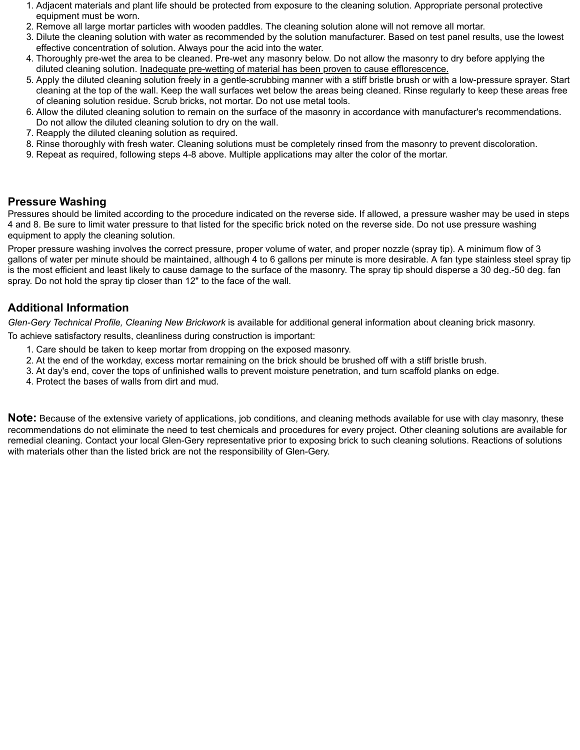1. Adjacent materials and plant life should be protected from exposure to the cleaning solution. Appropriate personal protective equipment must be worn.
2. Remove all large mortar particles with wooden paddles. The cleaning solution alone will not remove all mortar.
3. Dilute the cleaning solution with water as recommended by the solution manufacturer. Based on test panel results, use the lowest effective concentration of solution. Always pour the acid into the water.
4. Thoroughly pre-wet the area to be cleaned. Pre-wet any masonry below. Do not allow the masonry to dry before applying the diluted cleaning solution. <u>Inadequate pre-wetting of material has been proven to cause efflorescence.</u>
5. Apply the diluted cleaning solution freely in a gentle-scrubbing manner with a stiff bristle brush or with a low-pressure sprayer. Start cleaning at the top of the wall. Keep the wall surfaces wet below the areas being cleaned. Rinse regularly to keep these areas free of cleaning solution residue. Scrub bricks, not mortar. Do not use metal tools.
6. Allow the diluted cleaning solution to remain on the surface of the masonry in accordance with manufacturer's recommendations. Do not allow the diluted cleaning solution to dry on the wall.
7. Reapply the diluted cleaning solution as required.
8. Rinse thoroughly with fresh water. Cleaning solutions must be completely rinsed from the masonry to prevent discoloration.
9. Repeat as required, following steps 4-8 above. Multiple applications may alter the color of the mortar.

## Pressure Washing

Pressures should be limited according to the procedure indicated on the reverse side. If allowed, a pressure washer may be used in steps 4 and 8. Be sure to limit water pressure to that listed for the specific brick noted on the reverse side. Do not use pressure washing equipment to apply the cleaning solution.

Proper pressure washing involves the correct pressure, proper volume of water, and proper nozzle (spray tip). A minimum flow of 3 gallons of water per minute should be maintained, although 4 to 6 gallons per minute is more desirable. A fan type stainless steel spray tip is the most efficient and least likely to cause damage to the surface of the masonry. The spray tip should disperse a 30 deg.-50 deg. fan spray. Do not hold the spray tip closer than 12" to the face of the wall.

## Additional Information

*Glen-Gery Technical Profile, Cleaning New Brickwork* is available for additional general information about cleaning brick masonry.

To achieve satisfactory results, cleanliness during construction is important:

1. Care should be taken to keep mortar from dropping on the exposed masonry.
2. At the end of the workday, excess mortar remaining on the brick should be brushed off with a stiff bristle brush.
3. At day's end, cover the tops of unfinished walls to prevent moisture penetration, and turn scaffold planks on edge.
4. Protect the bases of walls from dirt and mud.

**Note:** Because of the extensive variety of applications, job conditions, and cleaning methods available for use with clay masonry, these recommendations do not eliminate the need to test chemicals and procedures for every project. Other cleaning solutions are available for remedial cleaning. Contact your local Glen-Gery representative prior to exposing brick to such cleaning solutions. Reactions of solutions with materials other than the listed brick are not the responsibility of Glen-Gery.